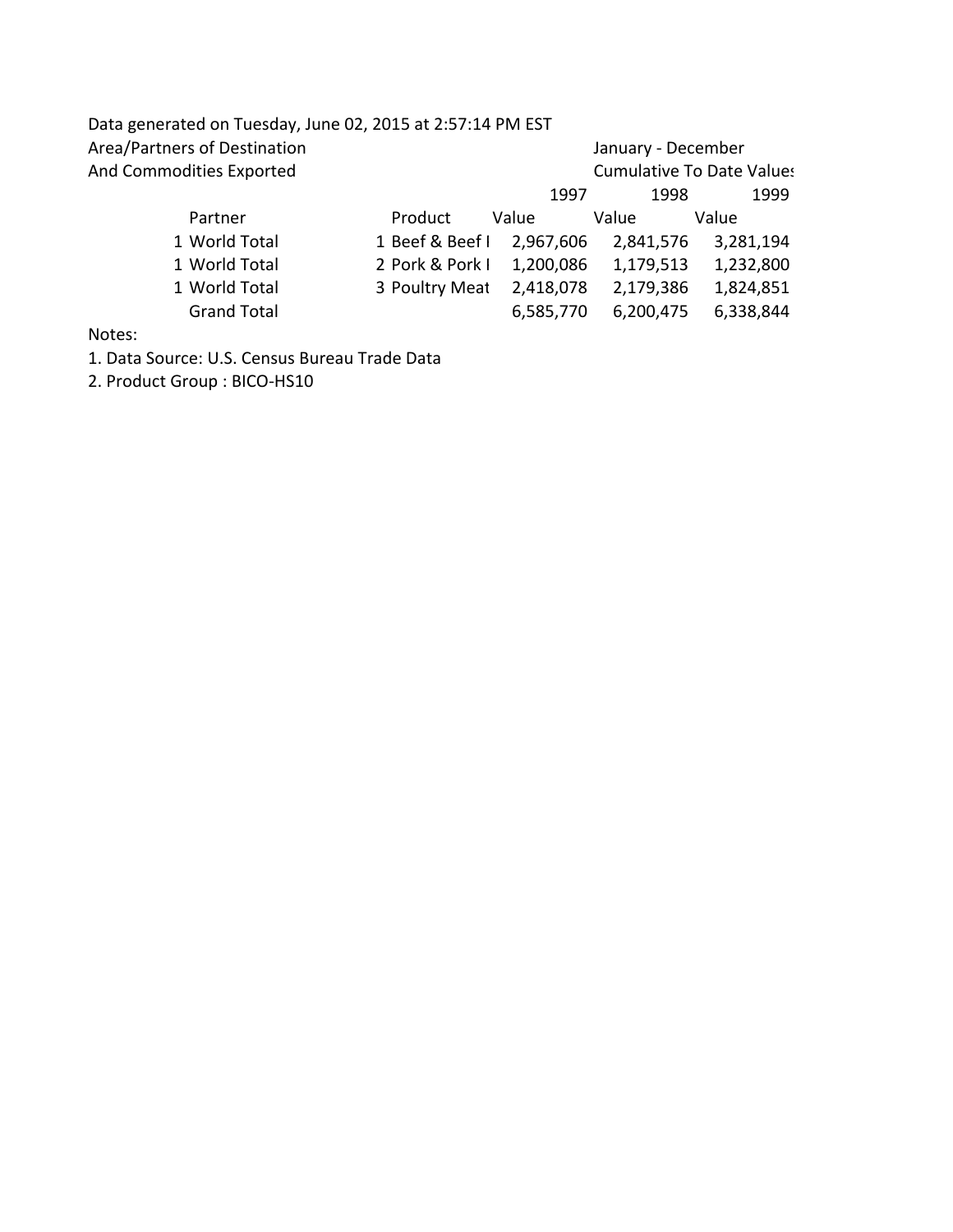Data generated on Tuesday, June 02, 2015 at 2:57:14 PM EST

Area/Partners of Destination

And Commodities Exported

January - December

Cumulative To Date Values

| Partner | Product | 1997 Value | 1998 Value | 1999 Value |
|---|---|---|---|---|
| 1 World Total | 1 Beef & Beef I | 2,967,606 | 2,841,576 | 3,281,194 |
| 1 World Total | 2 Pork & Pork I | 1,200,086 | 1,179,513 | 1,232,800 |
| 1 World Total | 3 Poultry Meat | 2,418,078 | 2,179,386 | 1,824,851 |
| Grand Total | | 6,585,770 | 6,200,475 | 6,338,844 |

Notes:

1. Data Source: U.S. Census Bureau Trade Data
2. Product Group : BICO-HS10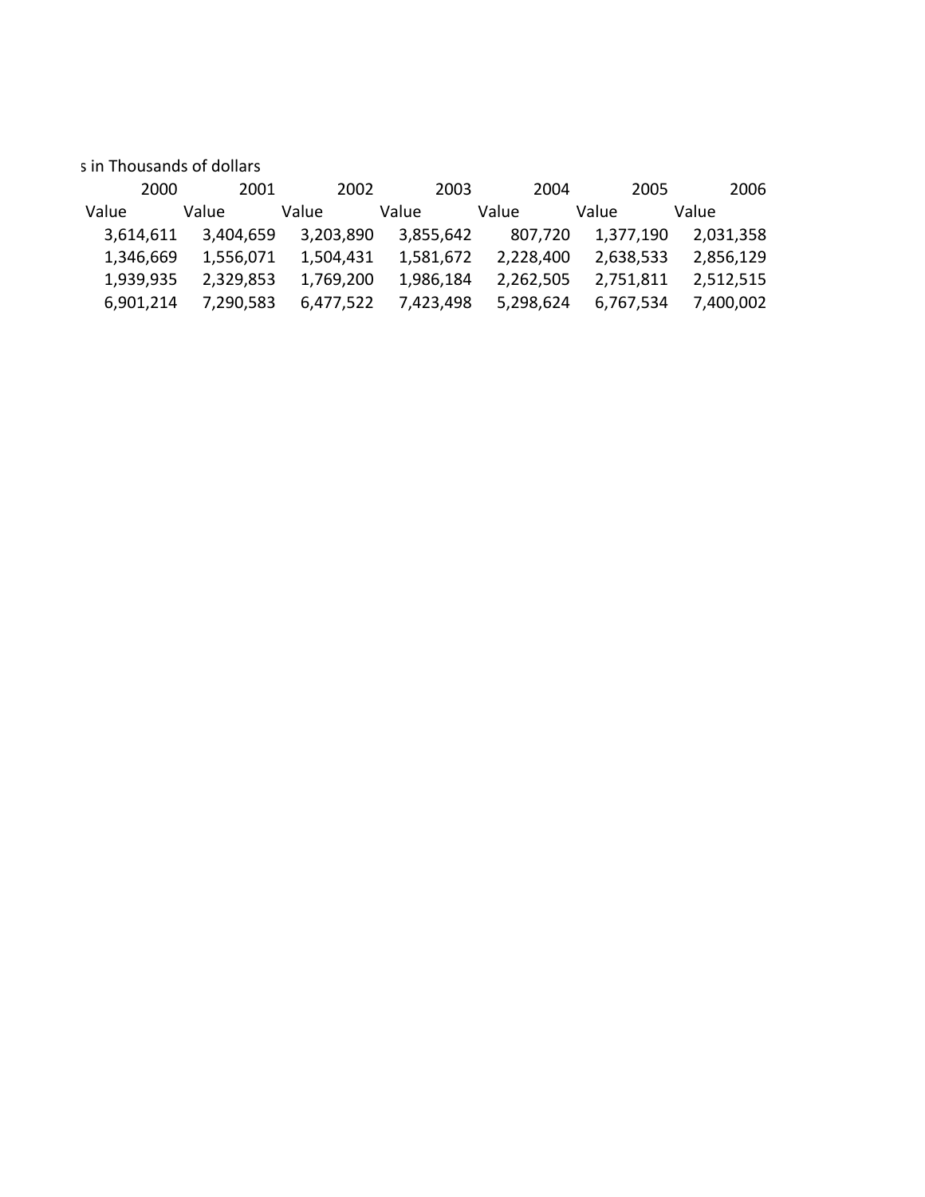s in Thousands of dollars

| 2000 | 2001 | 2002 | 2003 | 2004 | 2005 | 2006 |
|---|---|---|---|---|---|---|
| Value | Value | Value | Value | Value | Value | Value |
| 3,614,611 | 3,404,659 | 3,203,890 | 3,855,642 | 807,720 | 1,377,190 | 2,031,358 |
| 1,346,669 | 1,556,071 | 1,504,431 | 1,581,672 | 2,228,400 | 2,638,533 | 2,856,129 |
| 1,939,935 | 2,329,853 | 1,769,200 | 1,986,184 | 2,262,505 | 2,751,811 | 2,512,515 |
| 6,901,214 | 7,290,583 | 6,477,522 | 7,423,498 | 5,298,624 | 6,767,534 | 7,400,002 |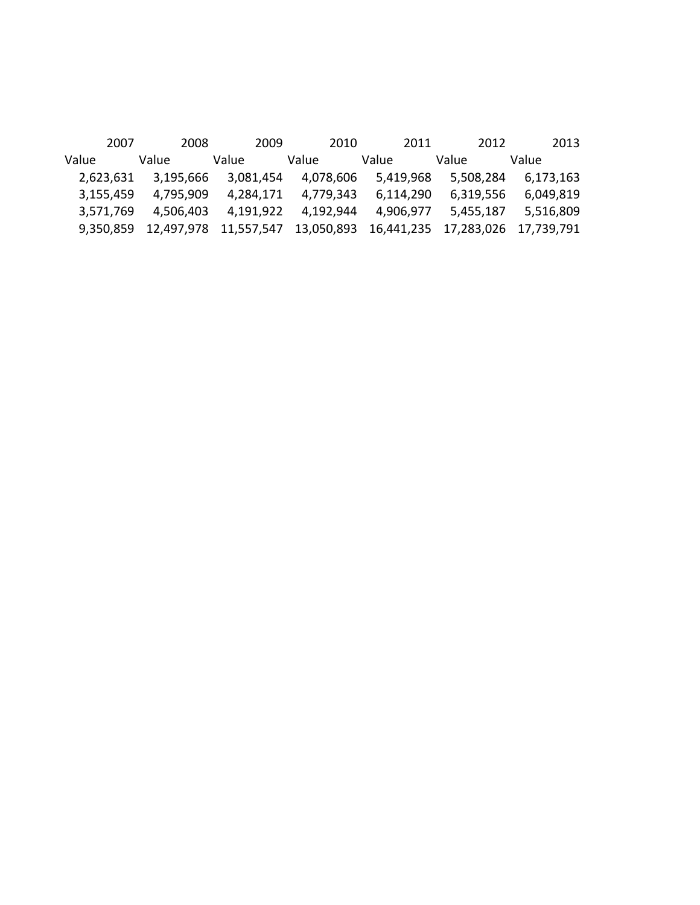| 2007 | 2008 | 2009 | 2010 | 2011 | 2012 | 2013 |
|---|---|---|---|---|---|---|
| Value | Value | Value | Value | Value | Value | Value |
| 2,623,631 | 3,195,666 | 3,081,454 | 4,078,606 | 5,419,968 | 5,508,284 | 6,173,163 |
| 3,155,459 | 4,795,909 | 4,284,171 | 4,779,343 | 6,114,290 | 6,319,556 | 6,049,819 |
| 3,571,769 | 4,506,403 | 4,191,922 | 4,192,944 | 4,906,977 | 5,455,187 | 5,516,809 |
| 9,350,859 | 12,497,978 | 11,557,547 | 13,050,893 | 16,441,235 | 17,283,026 | 17,739,791 |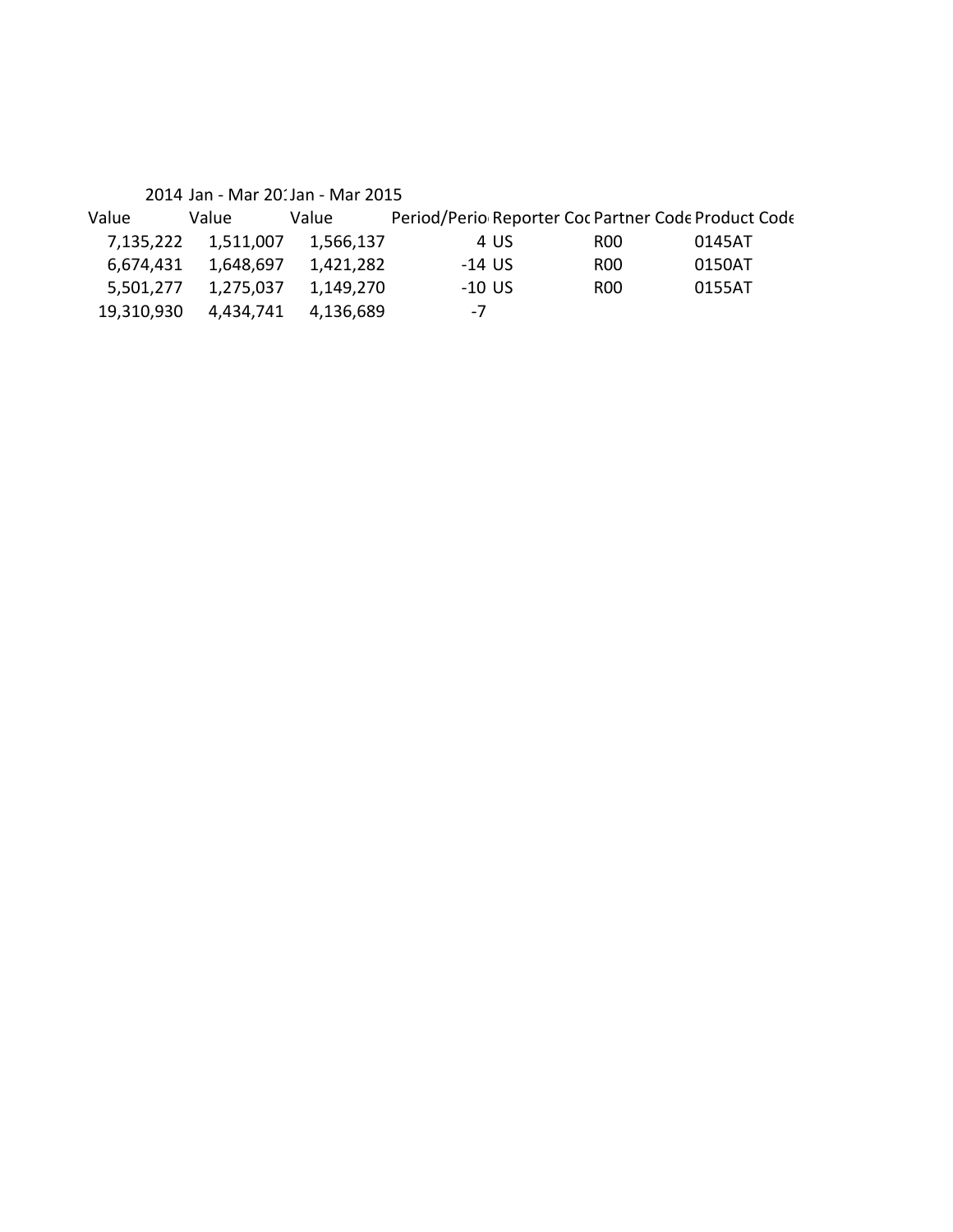| 2014 | Jan - Mar 20: | Jan - Mar 2015 | | | | |
|---|---|---|---|---|---|---|
| Value | Value | Value | Period/Perio | Reporter Coc | Partner Code | Product Code |
| 7,135,222 | 1,511,007 | 1,566,137 | 4 | US | R00 | 0145AT |
| 6,674,431 | 1,648,697 | 1,421,282 | -14 | US | R00 | 0150AT |
| 5,501,277 | 1,275,037 | 1,149,270 | -10 | US | R00 | 0155AT |
| 19,310,930 | 4,434,741 | 4,136,689 | -7 | | | |